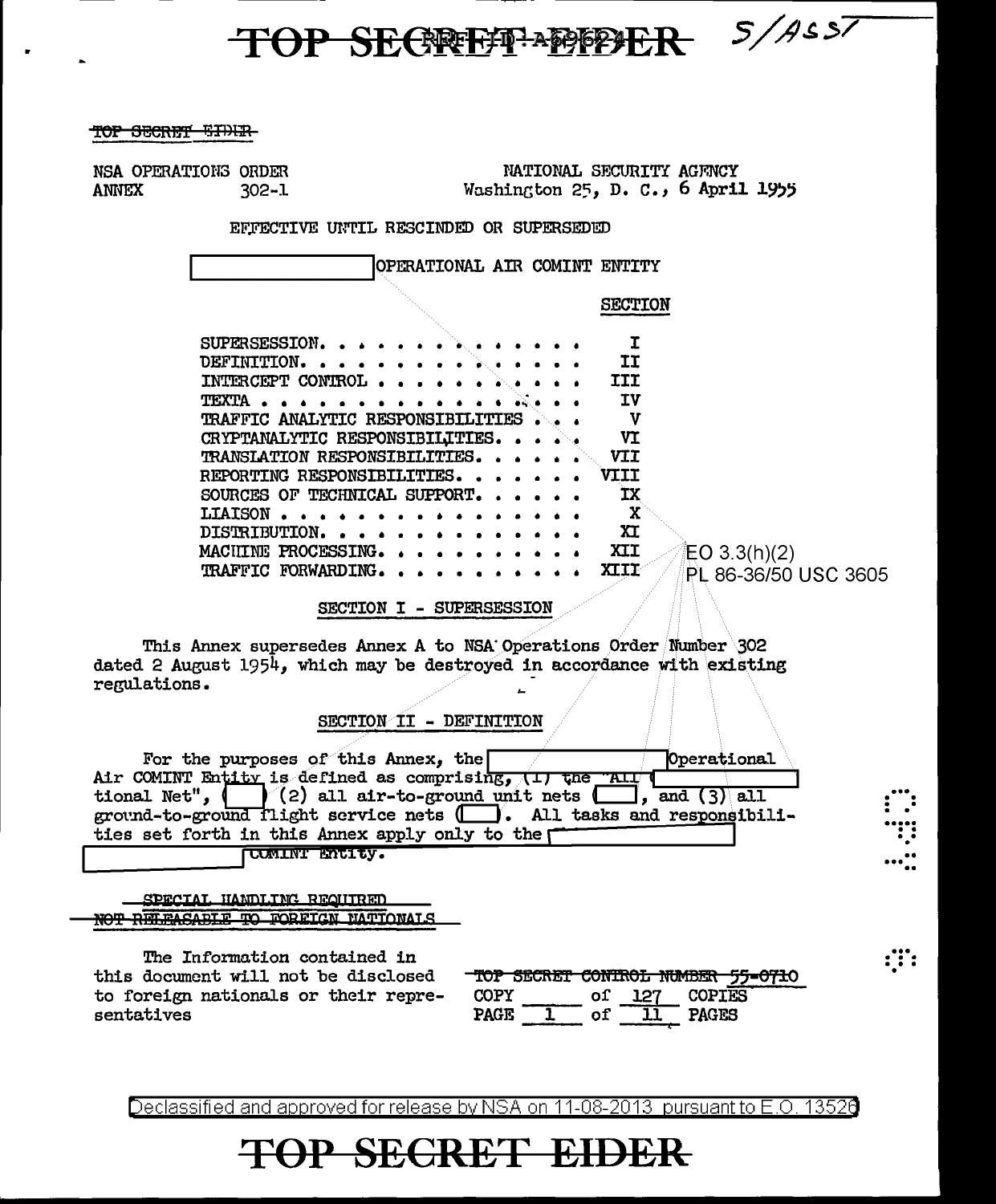TOP SECRET EIDER

NSA OPERATIONS ORDER
ANNEX 302-1

NATIONAL SECURITY AGENCY
Washington 25, D. C., 6 April 1955

EFFECTIVE UNTIL RESCINDED OR SUPERSEDED

[ ] OPERATIONAL AIR COMINT ENTITY

| | SECTION |
|---|---|
| SUPERSESSION. . . . . . . . . . . . . . . | I |
| DEFINITION. . . . . . . . . . . . . . . | II |
| INTERCEPT CONTROL . . . . . . . . . . . . | III |
| TEXTA . . . . . . . . . . . . . . . . . | IV |
| TRAFFIC ANALYTIC RESPONSIBILITIES . . . | V |
| CRYPTANALYTIC RESPONSIBILITIES. . . . . | VI |
| TRANSLATION RESPONSIBILITIES. . . . . . | VII |
| REPORTING RESPONSIBILITIES. . . . . . . | VIII |
| SOURCES OF TECHNICAL SUPPORT. . . . . . | IX |
| LIAISON . . . . . . . . . . . . . . . . | X |
| DISTRIBUTION. . . . . . . . . . . . . . | XI |
| MACHINE PROCESSING. . . . . . . . . . . | XII |
| TRAFFIC FORWARDING. . . . . . . . . . . | XIII |

EO 3.3(h)(2)
PL 86-36/50 USC 3605

## SECTION I - SUPERSESSION

This Annex supersedes Annex A to NSA Operations Order Number 302 dated 2 August 1954, which may be destroyed in accordance with existing regulations.

## SECTION II - DEFINITION

For the purposes of this Annex, the [ ] Operational Air COMINT Entity is defined as comprising, (1) the "All [ ] tional Net", ([ ]) (2) all air-to-ground unit nets ([ ]), and (3) all ground-to-ground flight service nets ([ ]). All tasks and responsibilities set forth in this Annex apply only to the [ ] COMINT Entity.

SPECIAL HANDLING REQUIRED
NOT RELEASABLE TO FOREIGN NATIONALS

The Information contained in this document will not be disclosed to foreign nationals or their representatives

TOP SECRET CONTROL NUMBER 55-0710
COPY ____ of 127 COPIES
PAGE 1 of 11 PAGES

Declassified and approved for release by NSA on 11-08-2013 pursuant to E.O. 13526

TOP SECRET EIDER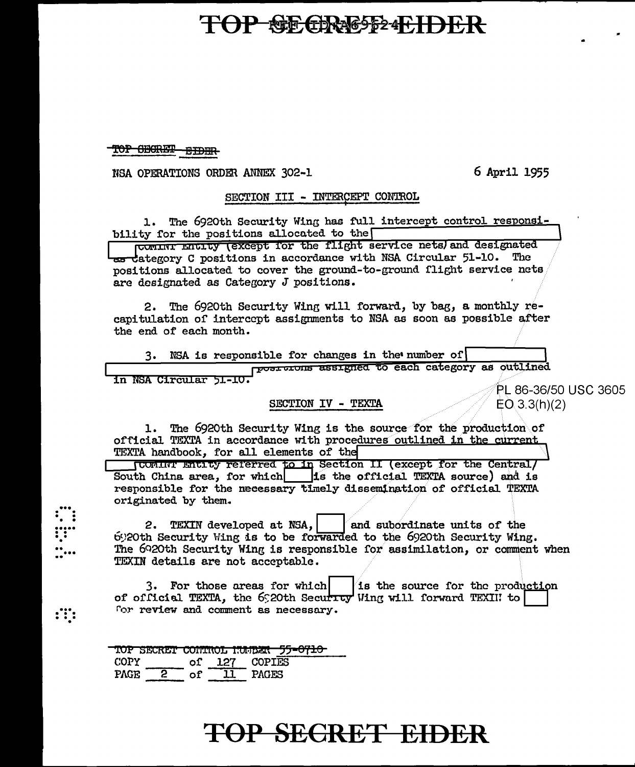TOP SECRET EIDER

NSA OPERATIONS ORDER ANNEX 302-1

6 April 1955

SECTION III - INTERCEPT CONTROL

1. The 6920th Security Wing has full intercept control responsibility for the positions allocated to the [REDACTED] COMINT Entity (except for the flight service nets) and designated as Category C positions in accordance with NSA Circular 51-10. The positions allocated to cover the ground-to-ground flight service nets are designated as Category J positions.

2. The 6920th Security Wing will forward, by bag, a monthly recapitulation of intercept assignments to NSA as soon as possible after the end of each month.

3. NSA is responsible for changes in the number of [REDACTED] positions assigned to each category as outlined in NSA Circular 51-10.

PL 86-36/50 USC 3605
EO 3.3(h)(2)

SECTION IV - TEXTA

1. The 6920th Security Wing is the source for the production of official TEXTA in accordance with procedures outlined in the current TEXTA handbook, for all elements of the [REDACTED] COMINT Entity referred to in Section II (except for the Central/South China area, for which [REDACTED] is the official TEXTA source) and is responsible for the necessary timely dissemination of official TEXTA originated by them.

2. TEXIN developed at NSA, [REDACTED] and subordinate units of the 6920th Security Wing is to be forwarded to the 6920th Security Wing. The 6920th Security Wing is responsible for assimilation, or comment when TEXIN details are not acceptable.

3. For those areas for which [REDACTED] is the source for the production of official TEXTA, the 6920th Security Wing will forward TEXIN to [REDACTED] for review and comment as necessary.

TOP SECRET CONTROL NUMBER 55-0710
COPY ______ of 127 COPIES
PAGE 2 of 11 PAGES

TOP SECRET EIDER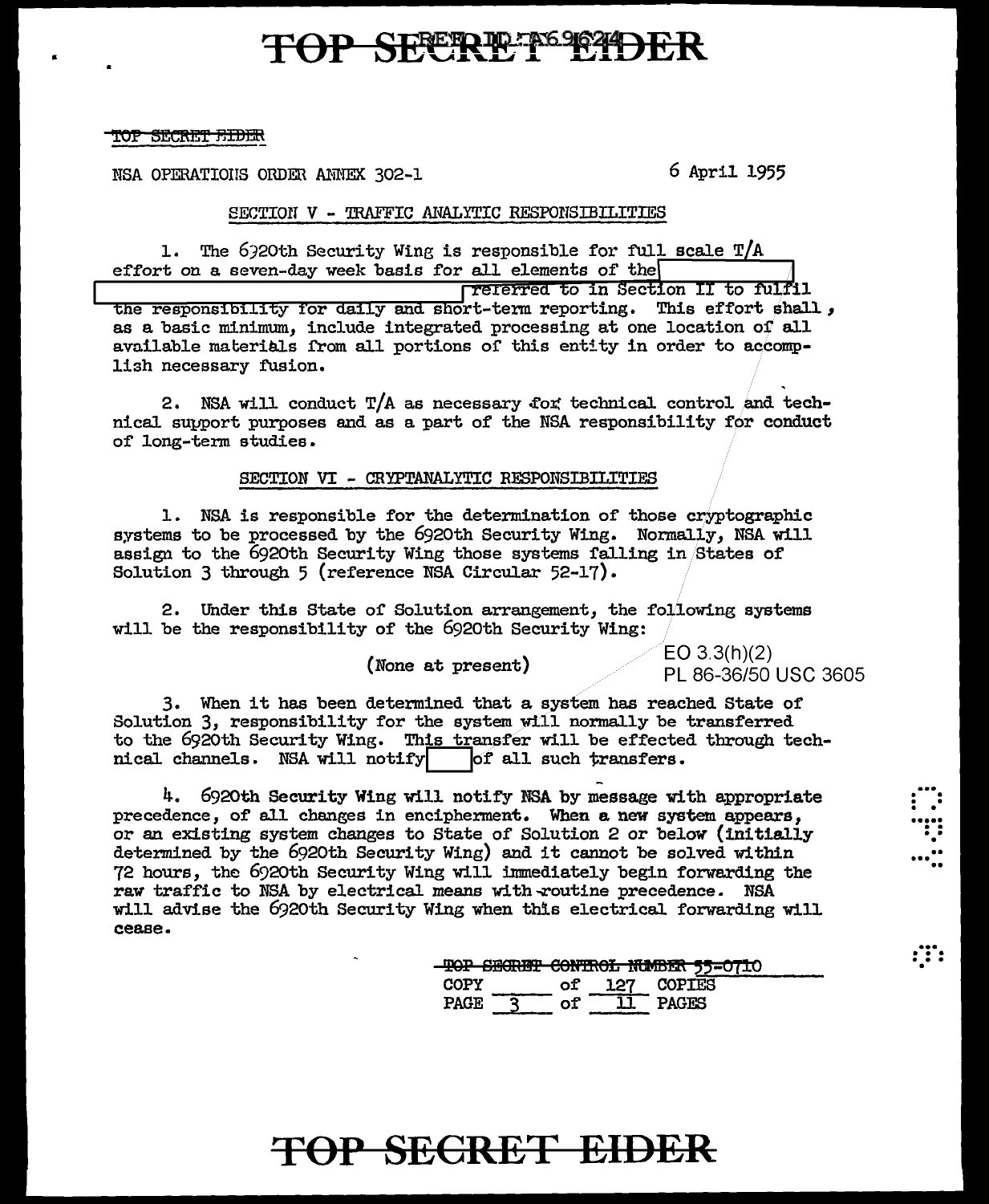NSA OPERATIONS ORDER ANNEX 302-1 6 April 1955

SECTION V - TRAFFIC ANALYTIC RESPONSIBILITIES

1. The 6920th Security Wing is responsible for full scale T/A effort on a seven-day week basis for all elements of the [redacted] referred to in Section II to fulfil the responsibility for daily and short-term reporting. This effort shall, as a basic minimum, include integrated processing at one location of all available materials from all portions of this entity in order to accomplish necessary fusion.

2. NSA will conduct T/A as necessary for technical control and technical support purposes and as a part of the NSA responsibility for conduct of long-term studies.

SECTION VI - CRYPTANALYTIC RESPONSIBILITIES

1. NSA is responsible for the determination of those cryptographic systems to be processed by the 6920th Security Wing. Normally, NSA will assign to the 6920th Security Wing those systems falling in States of Solution 3 through 5 (reference NSA Circular 52-17).

2. Under this State of Solution arrangement, the following systems will be the responsibility of the 6920th Security Wing:

(None at present)

EO 3.3(h)(2)
PL 86-36/50 USC 3605

3. When it has been determined that a system has reached State of Solution 3, responsibility for the system will normally be transferred to the 6920th Security Wing. This transfer will be effected through technical channels. NSA will notify [redacted] of all such transfers.

4. 6920th Security Wing will notify NSA by message with appropriate precedence, of all changes in encipherment. When a new system appears, or an existing system changes to State of Solution 2 or below (initially determined by the 6920th Security Wing) and it cannot be solved within 72 hours, the 6920th Security Wing will immediately begin forwarding the raw traffic to NSA by electrical means with routine precedence. NSA will advise the 6920th Security Wing when this electrical forwarding will cease.

TOP SECRET CONTROL NUMBER 55-0710
COPY ____ of 127 COPIES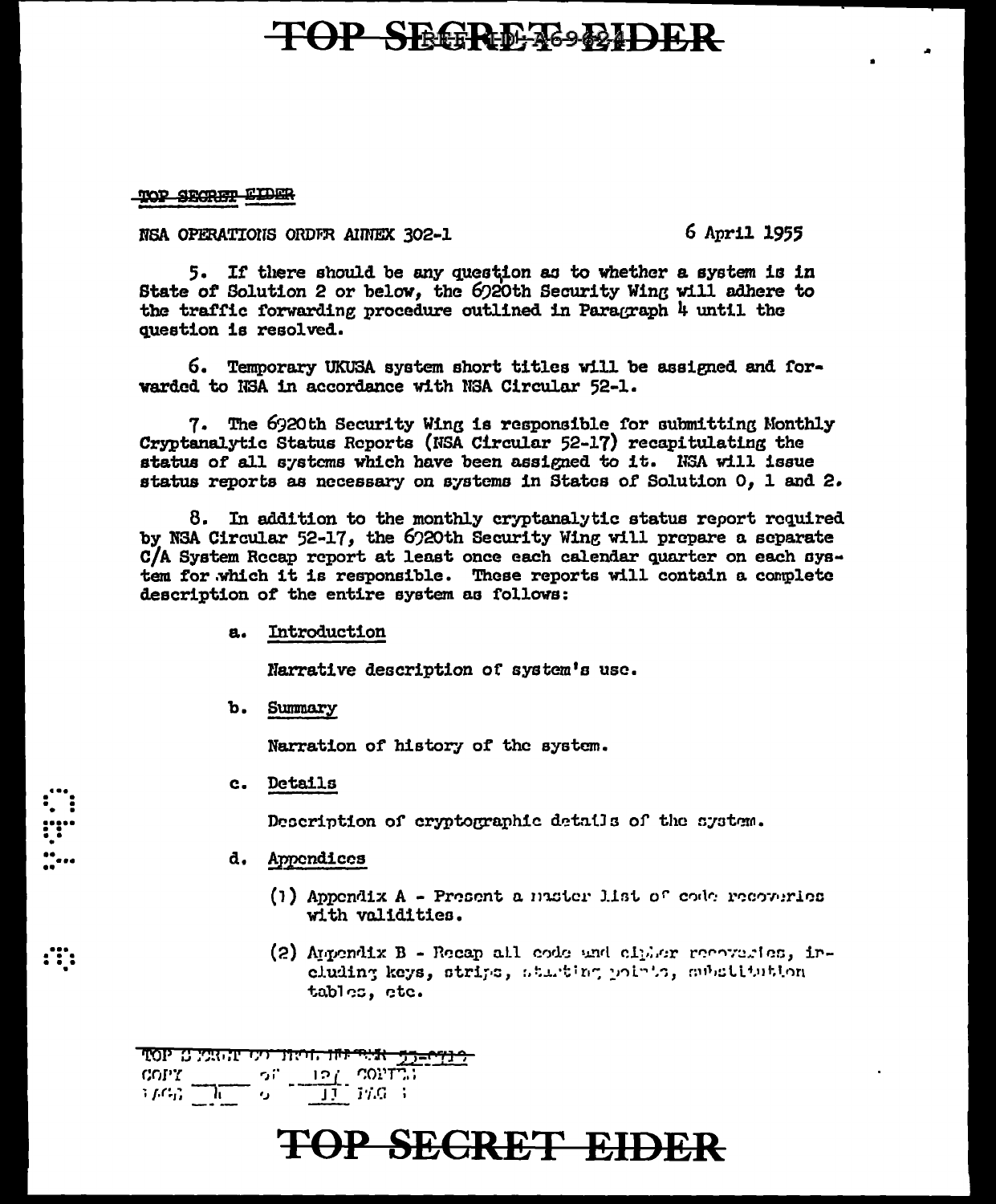TOP SECRET EIDER

NSA OPERATIONS ORDER ANNEX 302-1 6 April 1955

5. If there should be any question as to whether a system is in State of Solution 2 or below, the 6920th Security Wing will adhere to the traffic forwarding procedure outlined in Paragraph 4 until the question is resolved.

6. Temporary UKUSA system short titles will be assigned and forwarded to NSA in accordance with NSA Circular 52-1.

7. The 6920th Security Wing is responsible for submitting Monthly Cryptanalytic Status Reports (NSA Circular 52-17) recapitulating the status of all systems which have been assigned to it. NSA will issue status reports as necessary on systems in States of Solution 0, 1 and 2.

8. In addition to the monthly cryptanalytic status report required by NSA Circular 52-17, the 6920th Security Wing will prepare a separate C/A System Recap report at least once each calendar quarter on each system for which it is responsible. These reports will contain a complete description of the entire system as follows:

a. Introduction

Narrative description of system's use.

b. Summary

Narration of history of the system.

c. Details

Description of cryptographic details of the system.

d. Appendices

(1) Appendix A - Present a master list of code recoveries with validities.

(2) Appendix B - Recap all code and cipher recoveries, including keys, strips, starting points, substitution tables, etc.

TOP SECRET CONTROL NUMBER 55-0712
COPY ___ OF 12/ COPIES
PAGE 4 OF 11 PAGES

TOP SECRET EIDER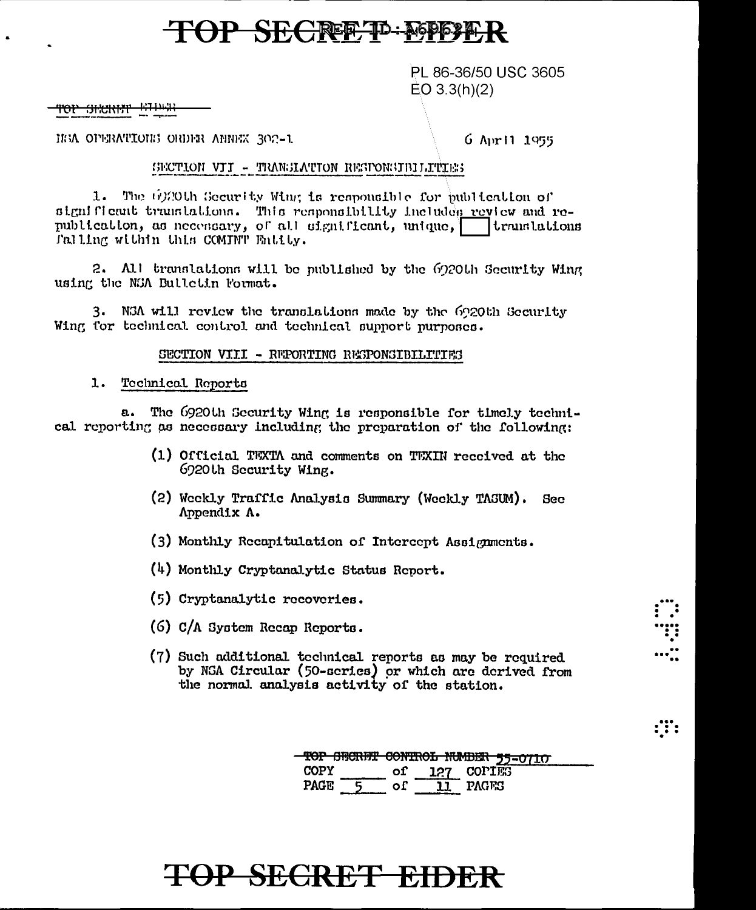PL 86-36/50 USC 3605
EO 3.3(h)(2)

NSA OPERATIONS ORDER ANNEX 302-1

6 April 1955

## SECTION VII - TRANSLATION RESPONSIBILITIES

1. The 6920th Security Wing is responsible for publication of significant translations. This responsibility includes review and re-publication, as necessary, of all significant, unique, [ ] translations falling within this COMINT Entity.

2. All translations will be published by the 6920th Security Wing using the NSA Bulletin Format.

3. NSA will review the translations made by the 6920th Security Wing for technical control and technical support purposes.

## SECTION VIII - REPORTING RESPONSIBILITIES

1. Technical Reports

a. The 6920th Security Wing is responsible for timely technical reporting as necessary including the preparation of the following:

(1) Official TEXTA and comments on TEXIN received at the 6920th Security Wing.

(2) Weekly Traffic Analysis Summary (Weekly TASUM). See Appendix A.

(3) Monthly Recapitulation of Intercept Assignments.

(4) Monthly Cryptanalytic Status Report.

(5) Cryptanalytic recoveries.

(6) C/A System Recap Reports.

(7) Such additional technical reports as may be required by NSA Circular (50-series) or which are derived from the normal analysis activity of the station.

TOP SECRET CONTROL NUMBER 55-0710
COPY ____ of 127 COPIES
PAGE 5 of 11 PAGES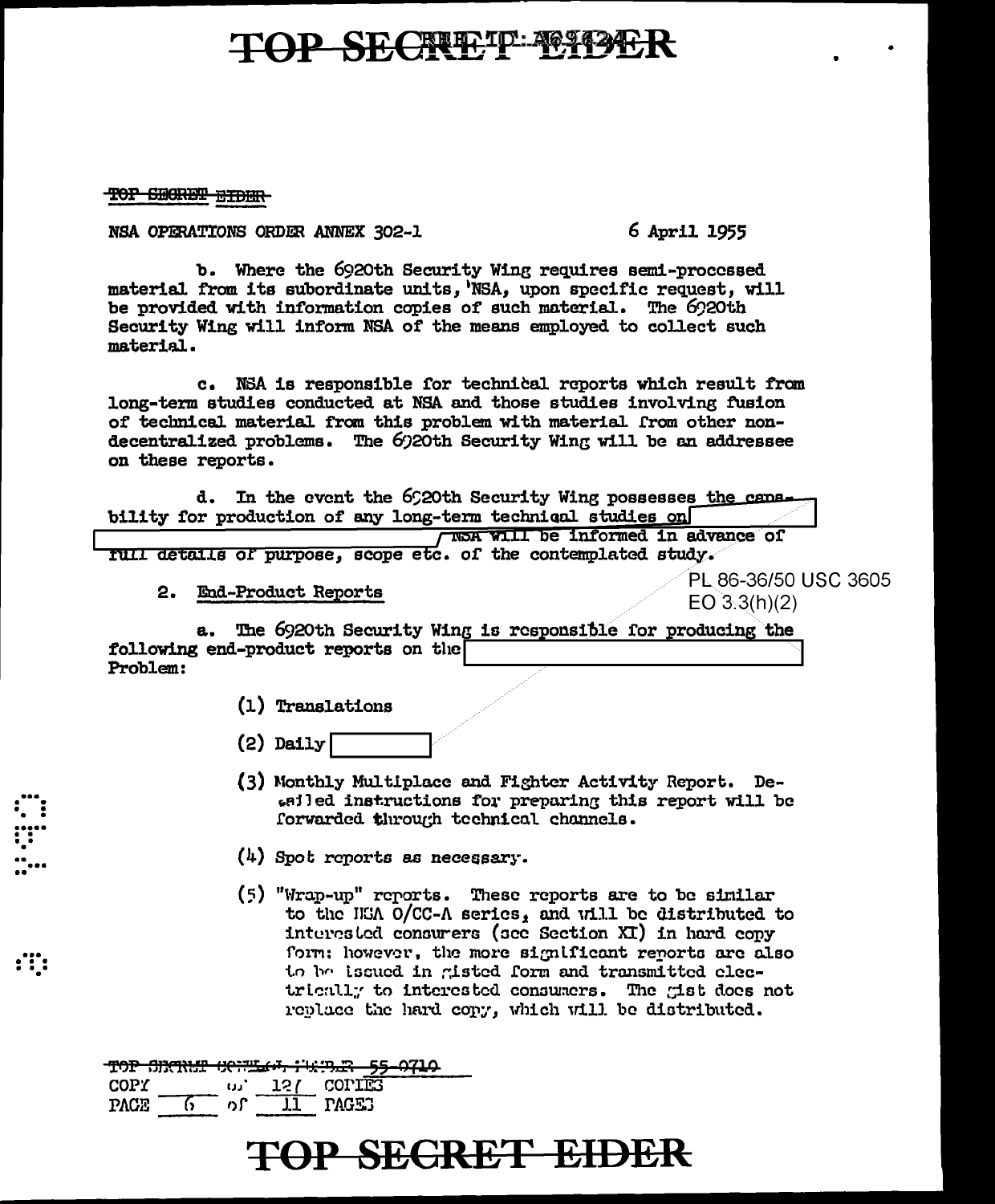~~TOP SECRET~~ ~~EIDER~~

NSA OPERATIONS ORDER ANNEX 302-1 6 April 1955

b. Where the 6920th Security Wing requires semi-processed material from its subordinate units, NSA, upon specific request, will be provided with information copies of such material. The 6920th Security Wing will inform NSA of the means employed to collect such material.

c. NSA is responsible for technical reports which result from long-term studies conducted at NSA and those studies involving fusion of technical material from this problem with material from other non-decentralized problems. The 6920th Security Wing will be an addressee on these reports.

d. In the event the 6920th Security Wing possesses the capability for production of any long-term technical studies on [ ] NSA will be informed in advance of full details of purpose, scope etc. of the contemplated study.

PL 86-36/50 USC 3605
EO 3.3(h)(2)

2. End-Product Reports

a. The 6920th Security Wing is responsible for producing the following end-product reports on the [ ] Problem:

(1) Translations

(2) Daily [ ]

(3) Monthly Multiplace and Fighter Activity Report. Detailed instructions for preparing this report will be forwarded through technical channels.

(4) Spot reports as necessary.

(5) "Wrap-up" reports. These reports are to be similar to the NSA O/CC-A series, and will be distributed to interested consumers (see Section XI) in hard copy form; however, the more significant reports are also to be issued in gisted form and transmitted electrically to interested consumers. The gist does not replace the hard copy, which will be distributed.

~~TOP SECRET~~ CONTROL NUMBER 55-0710
COPY ___ OF 12/ COPIES
PAGE 6 OF 11 PAGES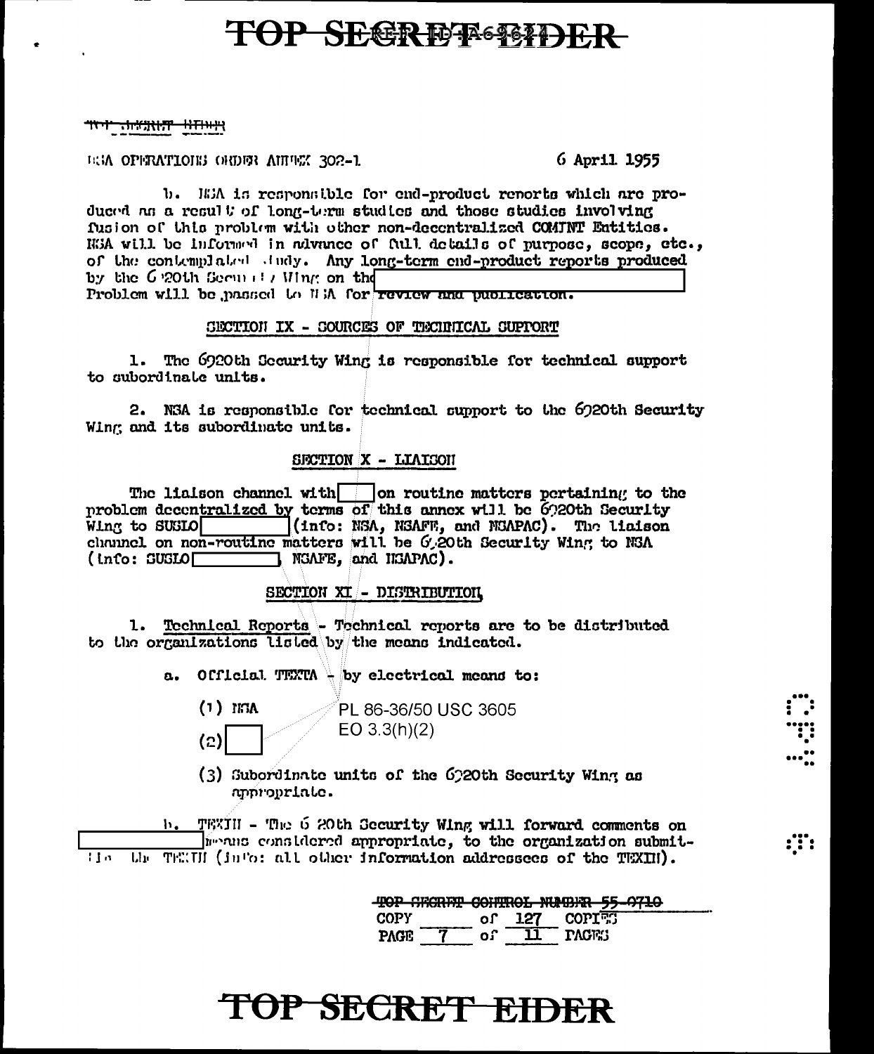NSA OPERATIONS ORDER ANNEX 302-1 6 April 1955

b. NSA is responsible for end-product reports which are produced as a result of long-term studies and those studies involving fusion of this problem with other non-decentralized COMINT Entities. NSA will be informed in advance of full details of purpose, scope, etc., of the contemplated study. Any long-term end-product reports produced by the 6920th Security Wing on the [redacted] Problem will be passed to NSA for review and publication.

## SECTION IX - SOURCES OF TECHNICAL SUPPORT

1. The 6920th Security Wing is responsible for technical support to subordinate units.

2. NSA is responsible for technical support to the 6920th Security Wing and its subordinate units.

## SECTION X - LIAISON

The liaison channel with [redacted] on routine matters pertaining to the problem decentralized by terms of this annex will be 6920th Security Wing to SUSLO [redacted] (info: NSA, NSAFE, and NSAPAC). The liaison channel on non-routine matters will be 6920th Security Wing to NSA (info: SUSLO [redacted] NSAFE, and NSAPAC).

## SECTION XI - DISTRIBUTION

1. Technical Reports - Technical reports are to be distributed to the organizations listed by the means indicated.

a. Official TEXTA - by electrical means to:

(1) NSA

(2) [redacted]

PL 86-36/50 USC 3605
EO 3.3(h)(2)

(3) Subordinate units of the 6920th Security Wing as appropriate.

b. TEXTH - The 6920th Security Wing will forward comments on [redacted] means considered appropriate, to the organization submitting the TEXTH (info: all other information addressees of the TEXTH).

TOP SECRET CONTROL NUMBER 55-0710
COPY ____ of 127 COPIES
PAGE 7 of 11 PAGES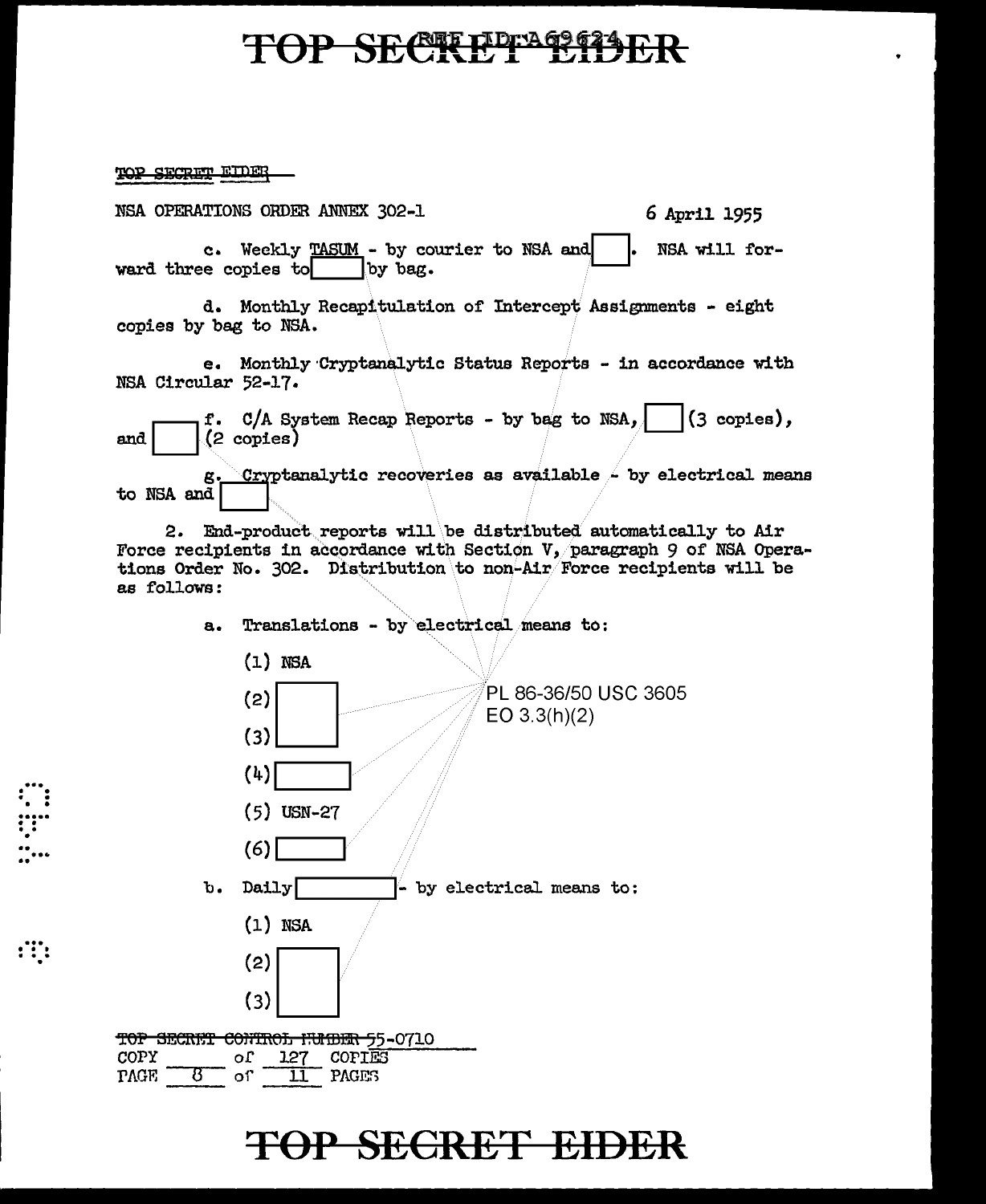TOP SECRET EIDER

NSA OPERATIONS ORDER ANNEX 302-1 — 6 April 1955

c. Weekly TASUM - by courier to NSA and [ ]. NSA will forward three copies to [ ] by bag.

d. Monthly Recapitulation of Intercept Assignments - eight copies by bag to NSA.

e. Monthly Cryptanalytic Status Reports - in accordance with NSA Circular 52-17.

f. C/A System Recap Reports - by bag to NSA, [ ] (3 copies), and [ ] (2 copies)

g. Cryptanalytic recoveries as available - by electrical means to NSA and [ ]

2. End-product reports will be distributed automatically to Air Force recipients in accordance with Section V, paragraph 9 of NSA Operations Order No. 302. Distribution to non-Air Force recipients will be as follows:

a. Translations - by electrical means to:

(1) NSA

(2) [ ]

(3) [ ]

(4) [ ]

(5) USN-27

(6) [ ]

PL 86-36/50 USC 3605
EO 3.3(h)(2)

b. Daily [ ] - by electrical means to:

(1) NSA

(2) [ ]

(3) [ ]

TOP SECRET CONTROL NUMBER 55-0710
COPY ____ of 127 COPIES
PAGE 8 of 11 PAGES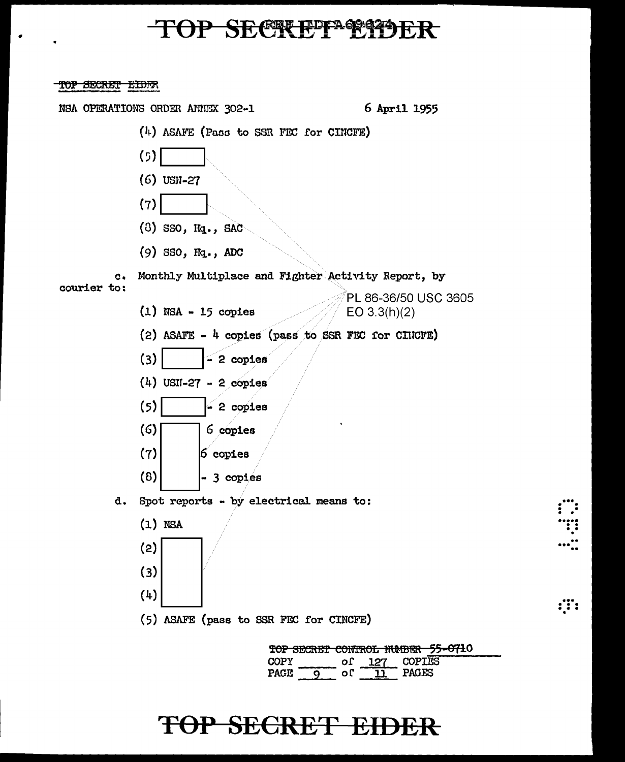TOP SECRET EIDER

NSA OPERATIONS ORDER ANNEX 302-1 6 April 1955

(4) ASAFE (Pass to SSR FEC for CINCFE)

(5) [redacted]

(6) USN-27

(7) [redacted]

(8) SSO, Hq., SAC

(9) SSO, Hq., ADC

c. Monthly Multiplace and Fighter Activity Report, by courier to:

PL 86-36/50 USC 3605
EO 3.3(h)(2)

(1) NSA - 15 copies

(2) ASAFE - 4 copies (pass to SSR FEC for CINCFE)

(3) [redacted] - 2 copies

(4) USN-27 - 2 copies

(5) [redacted] - 2 copies

(6) [redacted] 6 copies

(7) [redacted] 6 copies

(8) [redacted] - 3 copies

d. Spot reports - by electrical means to:

(1) NSA

(2) [redacted]

(3) [redacted]

(4) [redacted]

(5) ASAFE (pass to SSR FEC for CINCFE)

TOP SECRET CONTROL NUMBER 55-0710
COPY \_\_\_\_ of 127 COPIES
PAGE 9 of 11 PAGES

TOP SECRET EIDER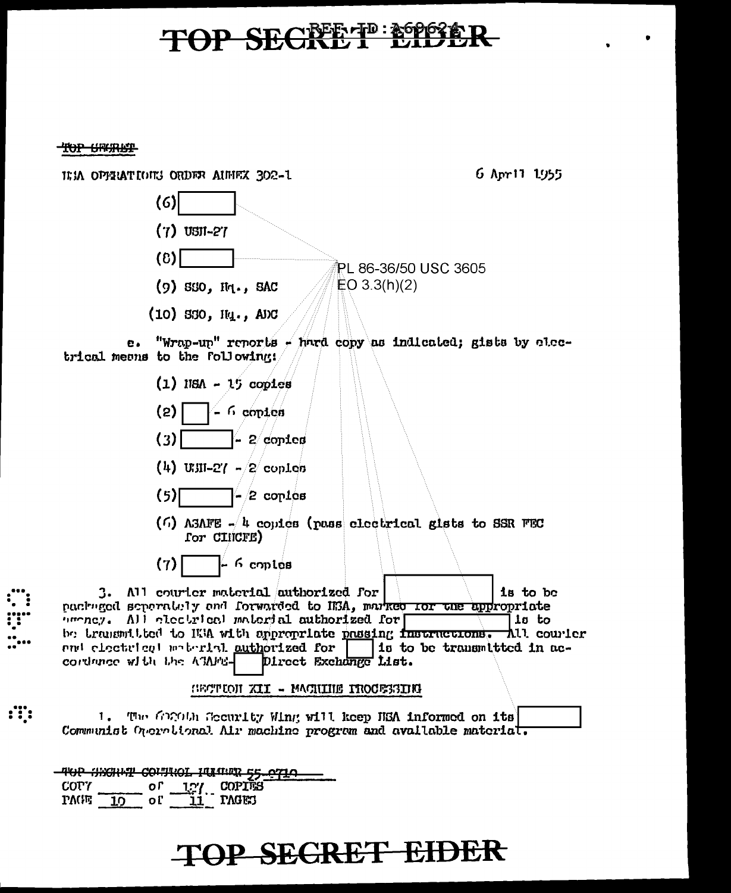TOP SECRET EIDER

~~TOP SECRET~~

NSA OPERATIONS ORDER ANNEX 302-1 6 April 1955

(6) [ ]

(7) USN-27

(8) [ ]

(9) SSO, Hq., SAC

(10) SSO, Hq., ADC

PL 86-36/50 USC 3605
EO 3.3(h)(2)

e. "Wrap-up" reports - hard copy as indicated; gists by electrical means to the following:

(1) NSA - 15 copies

(2) [ ] - 6 copies

(3) [ ] - 2 copies

(4) USN-27 - 2 copies

(5) [ ] - 2 copies

(6) ASAFE - 4 copies (pass electrical gists to SSR FEC for CINCFE)

(7) [ ] - 6 copies

3. All courier material authorized for [ ] is to be packaged separately and forwarded to NSA, marked for the appropriate agency. All electrical material authorized for [ ] is to be transmitted to NSA with appropriate passing instructions. All courier and electrical material authorized for [ ] is to be transmitted in accordance with the ASAFE-[ ] Direct Exchange List.

SECTION XII - MACHINE PROCESSING

1. The 6920th Security Wing will keep NSA informed on its [ ] Communist Operational Air machine program and available material.

~~TOP SECRET~~ CONTROL NUMBER 55-0710
COPY ____ of 127 COPIES
PAGE 10 of 11 PAGES

TOP SECRET EIDER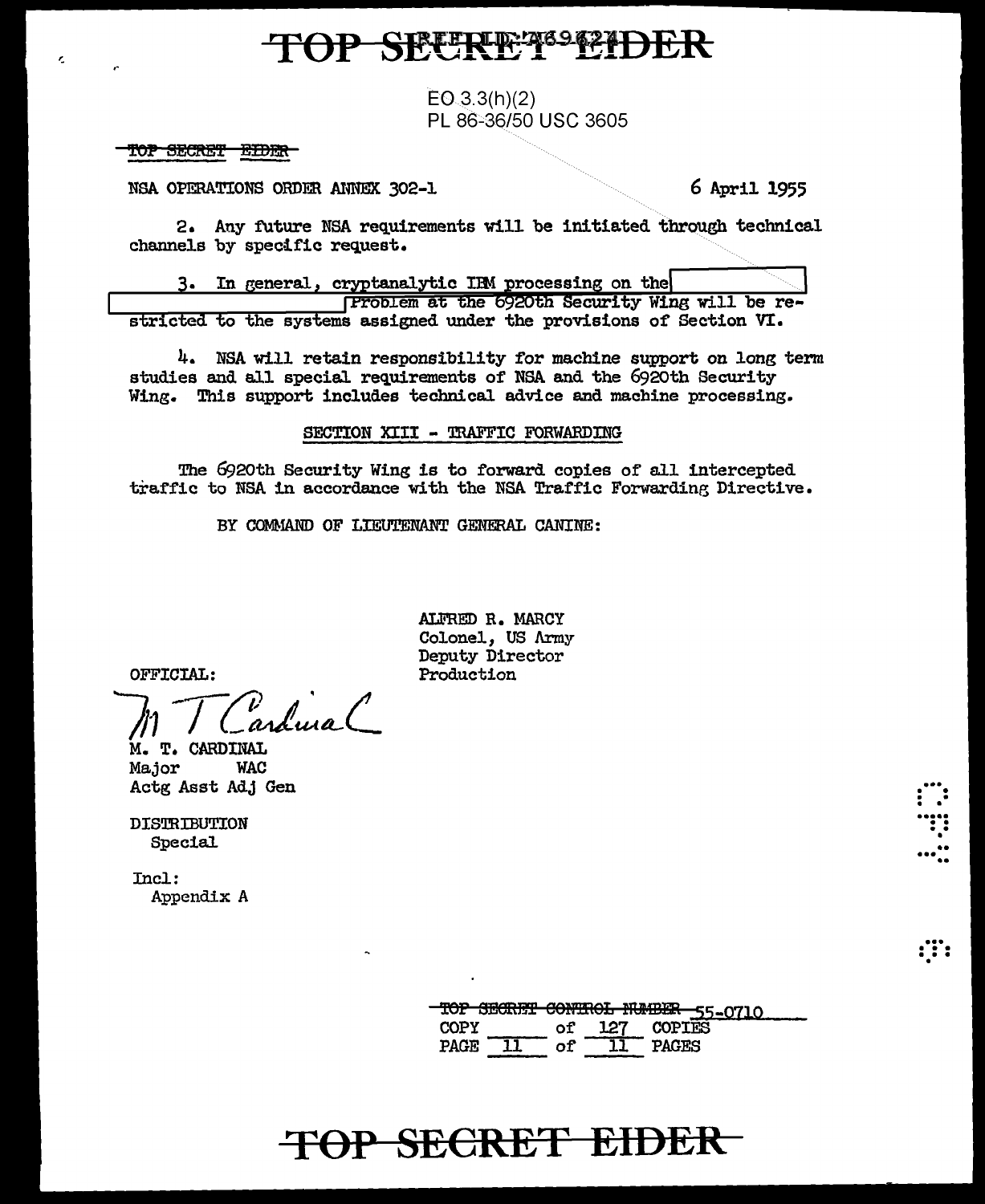EO 3.3(h)(2)
PL 86-36/50 USC 3605

~~TOP SECRET EIDER~~

NSA OPERATIONS ORDER ANNEX 302-1 &nbsp;&nbsp;&nbsp;&nbsp;&nbsp;&nbsp;&nbsp;&nbsp;&nbsp;&nbsp;&nbsp;&nbsp;&nbsp;&nbsp;&nbsp;&nbsp;&nbsp;&nbsp;&nbsp;&nbsp; 6 April 1955

2. Any future NSA requirements will be initiated through technical channels by specific request.

3. In general, cryptanalytic IBM processing on the [REDACTED] Problem at the 6920th Security Wing will be restricted to the systems assigned under the provisions of Section VI.

4. NSA will retain responsibility for machine support on long term studies and all special requirements of NSA and the 6920th Security Wing. This support includes technical advice and machine processing.

SECTION XIII - TRAFFIC FORWARDING

The 6920th Security Wing is to forward copies of all intercepted traffic to NSA in accordance with the NSA Traffic Forwarding Directive.

BY COMMAND OF LIEUTENANT GENERAL CANINE:

ALFRED R. MARCY
Colonel, US Army
Deputy Director
Production

OFFICIAL:

M T Cardinal

M. T. CARDINAL
Major &nbsp;&nbsp;&nbsp; WAC
Actg Asst Adj Gen

DISTRIBUTION
Special

Incl:
Appendix A

~~TOP SECRET CONTROL NUMBER~~ 55-0710
COPY ____ of 127 COPIES
PAGE 11 of 11 PAGES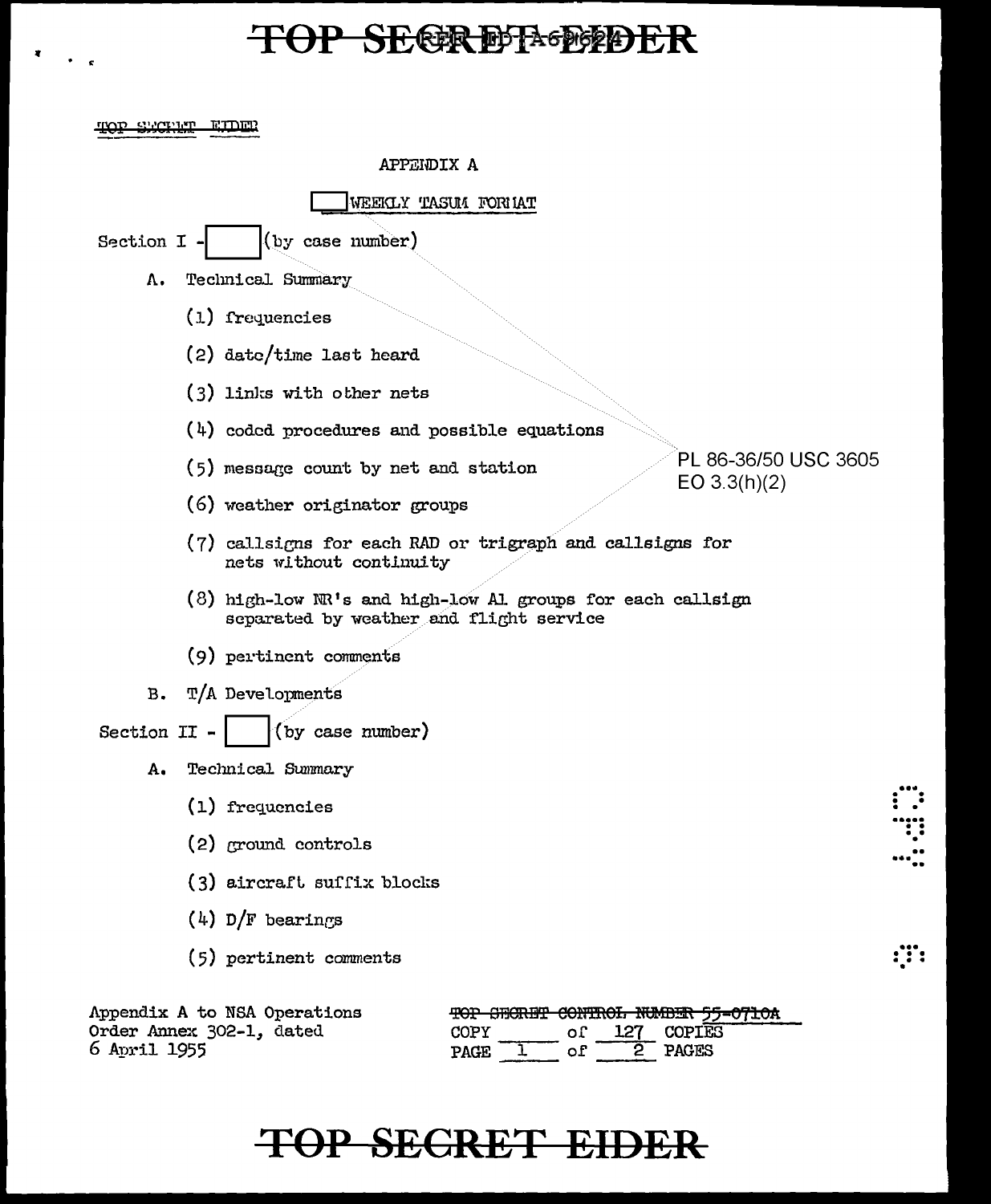TOP SECRET EIDER

APPENDIX A

[ ] WEEKLY TASUM FORMAT

Section I - [ ] (by case number)

A. Technical Summary

(1) frequencies

(2) date/time last heard

(3) links with other nets

(4) coded procedures and possible equations

(5) message count by net and station

(6) weather originator groups

(7) callsigns for each RAD or trigraph and callsigns for nets without continuity

(8) high-low NR's and high-low Al groups for each callsign separated by weather and flight service

(9) pertinent comments

B. T/A Developments

PL 86-36/50 USC 3605
EO 3.3(h)(2)

Section II - [ ] (by case number)

A. Technical Summary

(1) frequencies

(2) ground controls

(3) aircraft suffix blocks

(4) D/F bearings

(5) pertinent comments

Appendix A to NSA Operations
Order Annex 302-1, dated
6 April 1955

~~TOP SECRET CONTROL NUMBER 55-0710A~~
COPY ____ of 127 COPIES
PAGE 1 of 2 PAGES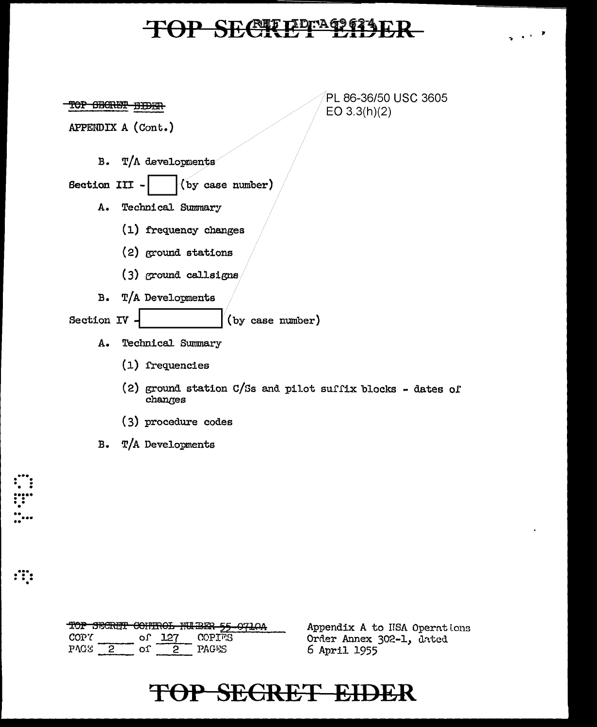~~TOP SECRET EIDER~~

APPENDIX A (Cont.)

PL 86-36/50 USC 3605
EO 3.3(h)(2)

B. T/A developments

Section III - [ ] (by case number)

A. Technical Summary

(1) frequency changes

(2) ground stations

(3) ground callsigns

B. T/A Developments

Section IV - [ ] (by case number)

A. Technical Summary

(1) frequencies

(2) ground station C/Ss and pilot suffix blocks - dates of changes

(3) procedure codes

B. T/A Developments

~~TOP SECRET CONTROL NUMBER 55-0710A~~
COPY ____ of 127 COPIES
PAGE 2 of 2 PAGES

Appendix A to USA Operations Order Annex 302-1, dated 6 April 1955